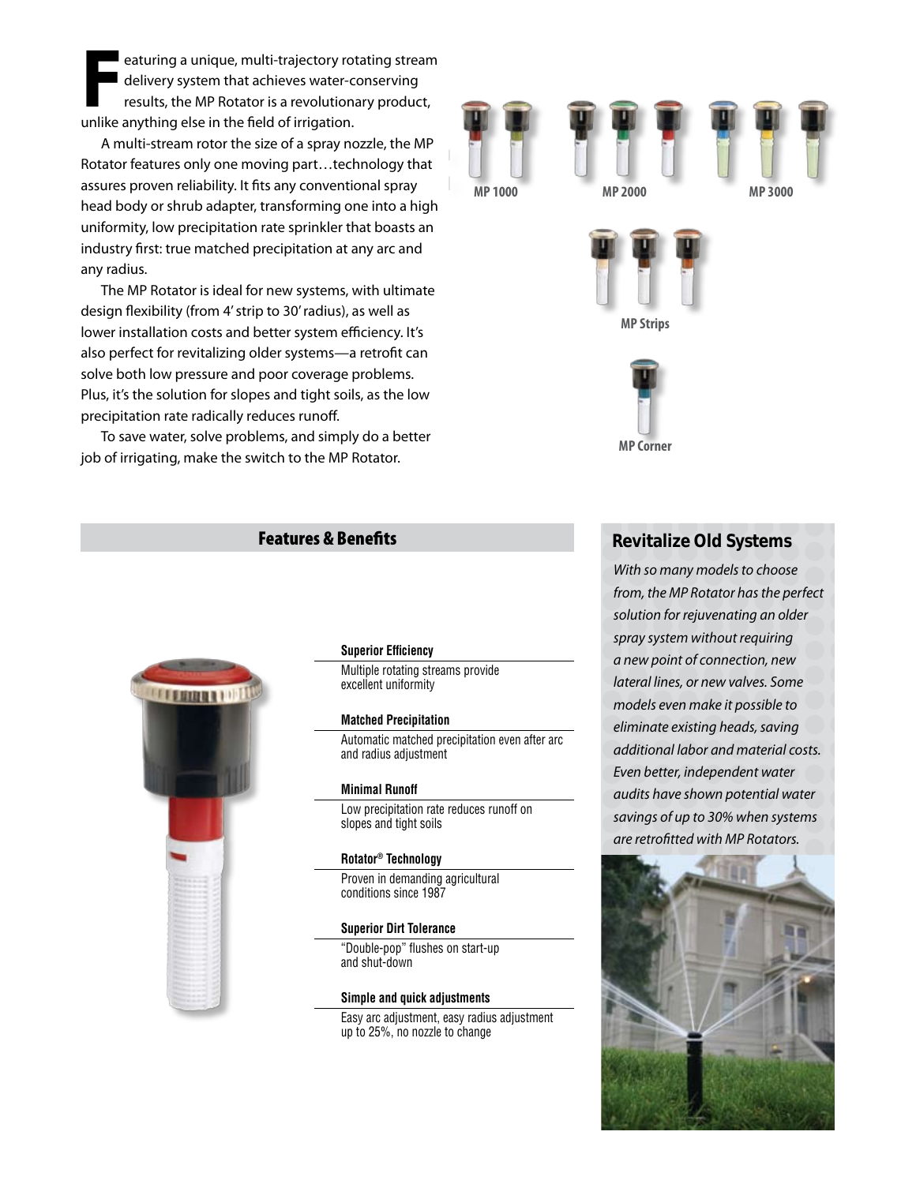Featuring a unique, multi-trajectory rotating stream delivery system that achieves water-conserving results, the MP Rotator is a revolutionary product, unlike anything else in the field of irrigation.

A multi-stream rotor the size of a spray nozzle, the MP Rotator features only one moving part…technology that assures proven reliability. It fits any conventional spray head body or shrub adapter, transforming one into a high uniformity, low precipitation rate sprinkler that boasts an industry first: true matched precipitation at any arc and any radius.

The MP Rotator is ideal for new systems, with ultimate design flexibility (from 4' strip to 30' radius), as well as lower installation costs and better system efficiency. It's also perfect for revitalizing older systems—a retrofit can solve both low pressure and poor coverage problems. Plus, it's the solution for slopes and tight soils, as the low precipitation rate radically reduces runoff.

To save water, solve problems, and simply do a better job of irrigating, make the switch to the MP Rotator.

MP 1000

MP 2000

MP 3000

MP Strips

MP Corner

## Features & Benefits

**Superior Efficiency**
Multiple rotating streams provide excellent uniformity

**Matched Precipitation**
Automatic matched precipitation even after arc and radius adjustment

**Minimal Runoff**
Low precipitation rate reduces runoff on slopes and tight soils

**Rotator® Technology**
Proven in demanding agricultural conditions since 1987

**Superior Dirt Tolerance**
"Double-pop" flushes on start-up and shut-down

**Simple and quick adjustments**
Easy arc adjustment, easy radius adjustment up to 25%, no nozzle to change

## Revitalize Old Systems

*With so many models to choose from, the MP Rotator has the perfect solution for rejuvenating an older spray system without requiring a new point of connection, new lateral lines, or new valves. Some models even make it possible to eliminate existing heads, saving additional labor and material costs. Even better, independent water audits have shown potential water savings of up to 30% when systems are retrofitted with MP Rotators.*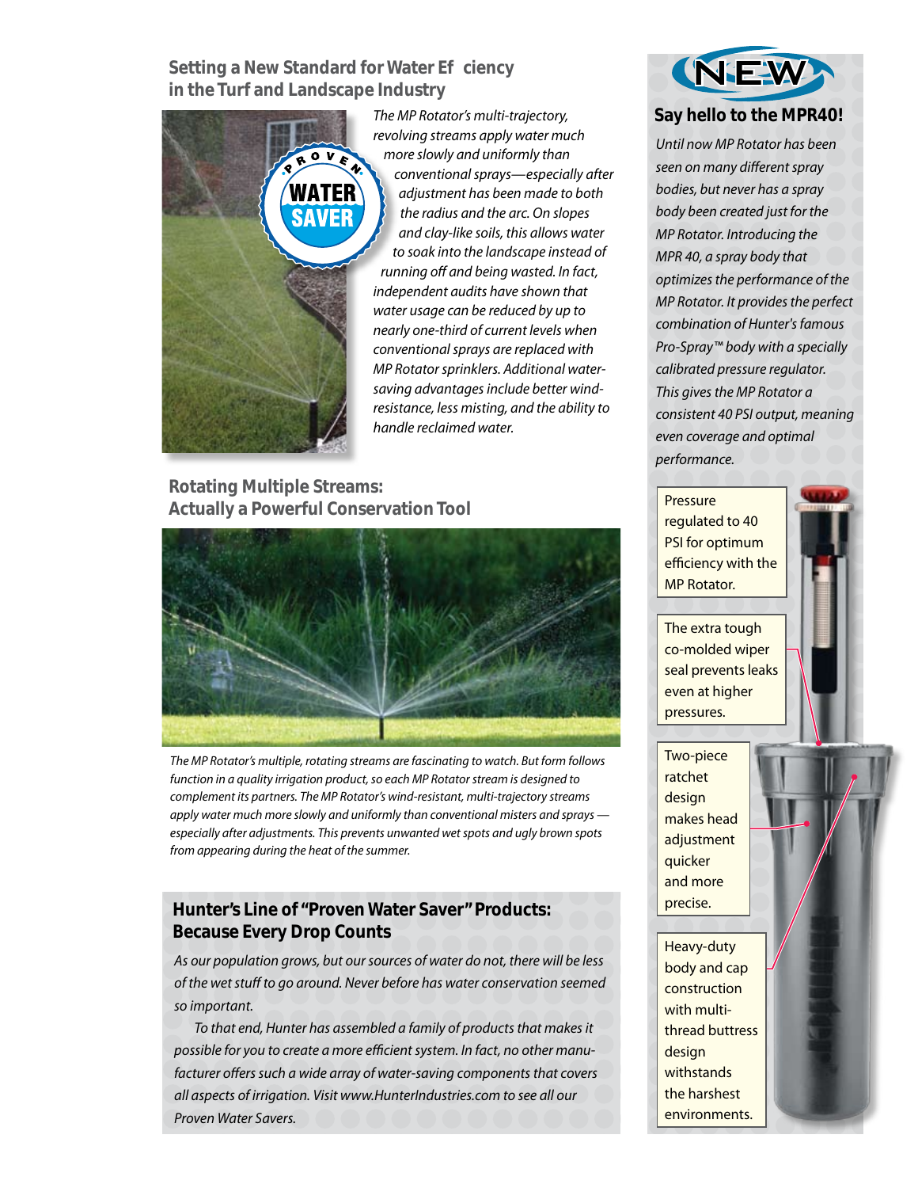## Setting a New Standard for Water Efficiency in the Turf and Landscape Industry

PROVEN WATER SAVER

*The MP Rotator's multi-trajectory, revolving streams apply water much more slowly and uniformly than conventional sprays—especially after adjustment has been made to both the radius and the arc. On slopes and clay-like soils, this allows water to soak into the landscape instead of running off and being wasted. In fact, independent audits have shown that water usage can be reduced by up to nearly one-third of current levels when conventional sprays are replaced with MP Rotator sprinklers. Additional water-saving advantages include better wind-resistance, less misting, and the ability to handle reclaimed water.*

## Rotating Multiple Streams: Actually a Powerful Conservation Tool

*The MP Rotator's multiple, rotating streams are fascinating to watch. But form follows function in a quality irrigation product, so each MP Rotator stream is designed to complement its partners. The MP Rotator's wind-resistant, multi-trajectory streams apply water much more slowly and uniformly than conventional misters and sprays — especially after adjustments. This prevents unwanted wet spots and ugly brown spots from appearing during the heat of the summer.*

## Hunter's Line of "Proven Water Saver" Products: Because Every Drop Counts

*As our population grows, but our sources of water do not, there will be less of the wet stuff to go around. Never before has water conservation seemed so important.*

*To that end, Hunter has assembled a family of products that makes it possible for you to create a more efficient system. In fact, no other manufacturer offers such a wide array of water-saving components that covers all aspects of irrigation. Visit www.HunterIndustries.com to see all our Proven Water Savers.*

NEW

## Say hello to the MPR40!

*Until now MP Rotator has been seen on many different spray bodies, but never has a spray body been created just for the MP Rotator. Introducing the MPR 40, a spray body that optimizes the performance of the MP Rotator. It provides the perfect combination of Hunter's famous Pro-Spray™ body with a specially calibrated pressure regulator. This gives the MP Rotator a consistent 40 PSI output, meaning even coverage and optimal performance.*

- Pressure regulated to 40 PSI for optimum efficiency with the MP Rotator.
- The extra tough co-molded wiper seal prevents leaks even at higher pressures.
- Two-piece ratchet design makes head adjustment quicker and more precise.
- Heavy-duty body and cap construction with multi-thread buttress design withstands the harshest environments.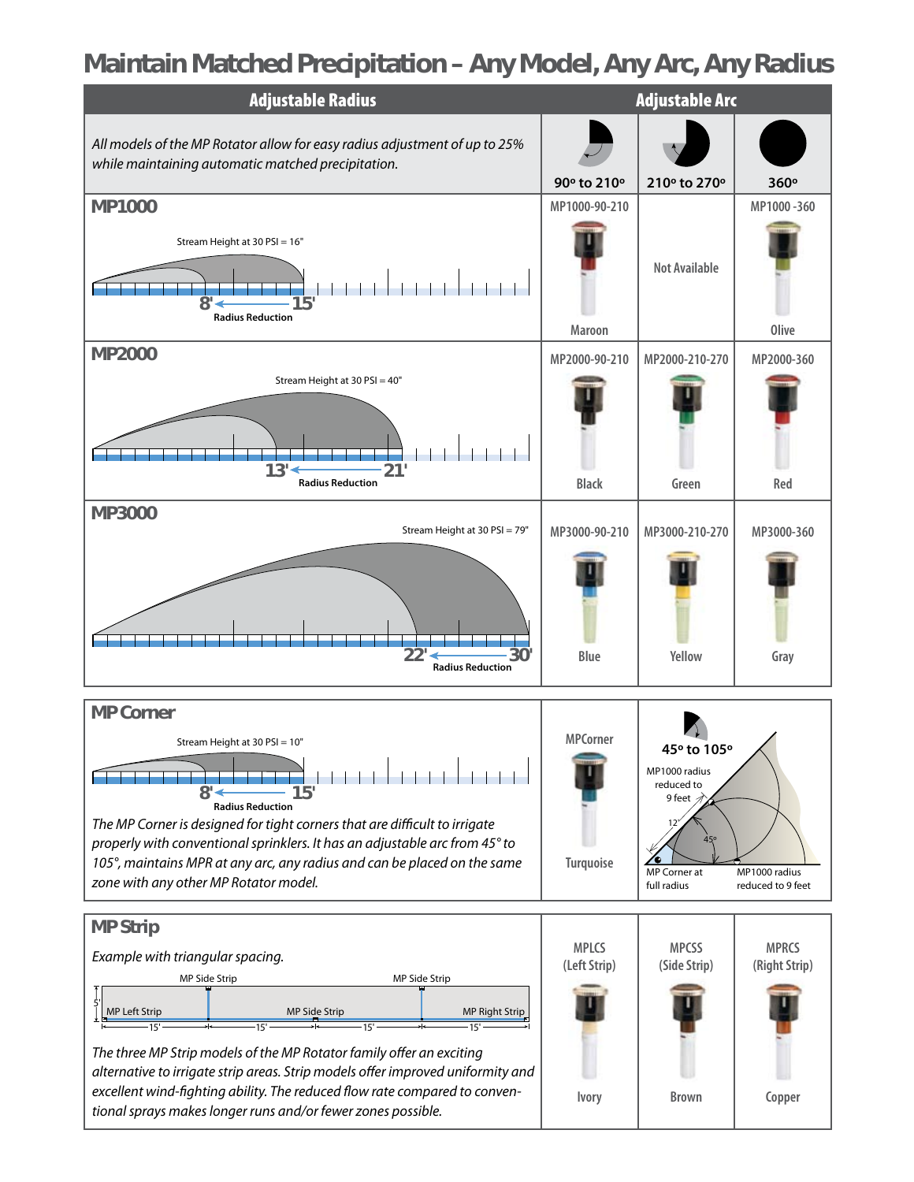# Maintain Matched Precipitation – Any Model, Any Arc, Any Radius

| Adjustable Radius | Adjustable Arc | | |
|---|---|---|---|
| *All models of the MP Rotator allow for easy radius adjustment of up to 25% while maintaining automatic matched precipitation.* | 90° to 210° | 210° to 270° | 360° |
| **MP1000** Stream Height at 30 PSI = 16" — 8' ← 15' Radius Reduction | MP1000-90-210 Maroon | Not Available | MP1000 -360 Olive |
| **MP2000** Stream Height at 30 PSI = 40" — 13' ← 21' Radius Reduction | MP2000-90-210 Black | MP2000-210-270 Green | MP2000-360 Red |
| **MP3000** Stream Height at 30 PSI = 79" — 22' ← 30' Radius Reduction | MP3000-90-210 Blue | MP3000-210-270 Yellow | MP3000-360 Gray |

## MP Corner

Stream Height at 30 PSI = 10"

8' ← 15' Radius Reduction

*The MP Corner is designed for tight corners that are difficult to irrigate properly with conventional sprinklers. It has an adjustable arc from 45° to 105°, maintains MPR at any arc, any radius and can be placed on the same zone with any other MP Rotator model.*

MPCorner — Turquoise

45° to 105°

MP1000 radius reduced to 9 feet

12'

45°

MP Corner at full radius

MP1000 radius reduced to 9 feet

## MP Strip

*Example with triangular spacing.*

MP Side Strip — MP Side Strip — MP Left Strip — MP Side Strip — MP Right Strip — 5' — 15' — 15' — 15' — 15'

*The three MP Strip models of the MP Rotator family offer an exciting alternative to irrigate strip areas. Strip models offer improved uniformity and excellent wind-fighting ability. The reduced flow rate compared to conventional sprays makes longer runs and/or fewer zones possible.*

| MPLCS (Left Strip) | MPCSS (Side Strip) | MPRCS (Right Strip) |
|---|---|---|
| Ivory | Brown | Copper |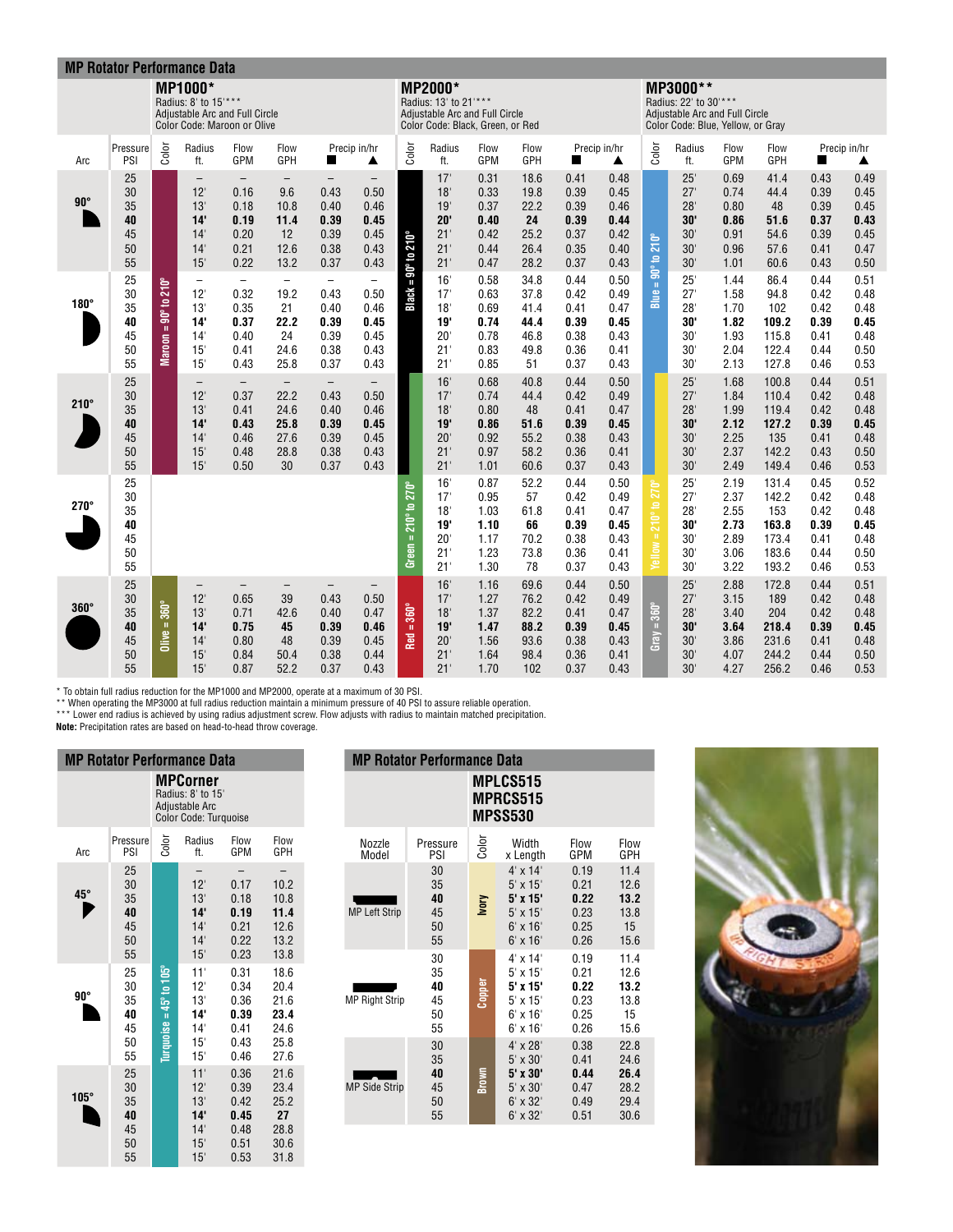## MP Rotator Performance Data

**MP1000*** — Radius: 8' to 15'*** — Adjustable Arc and Full Circle — Color Code: Maroon or Olive

**MP2000*** — Radius: 13' to 21'*** — Adjustable Arc and Full Circle — Color Code: Black, Green, or Red

**MP3000**** — Radius: 22' to 30'*** — Adjustable Arc and Full Circle — Color Code: Blue, Yellow, or Gray

| Arc | Pressure PSI | MP1000 Color | MP1000 Radius ft. | MP1000 Flow GPM | MP1000 Flow GPH | MP1000 Precip in/hr ■ | MP1000 Precip in/hr ▲ | MP2000 Color | MP2000 Radius ft. | MP2000 Flow GPM | MP2000 Flow GPH | MP2000 Precip in/hr ■ | MP2000 Precip in/hr ▲ | MP3000 Color | MP3000 Radius ft. | MP3000 Flow GPM | MP3000 Flow GPH | MP3000 Precip in/hr ■ | MP3000 Precip in/hr ▲ |
|---|---|---|---|---|---|---|---|---|---|---|---|---|---|---|---|---|---|---|---|
| 90° | 25 | Maroon = 90° to 210° | – | – | – | – | – | Black = 90° to 210° | 17' | 0.31 | 18.6 | 0.41 | 0.48 | Blue = 90° to 210° | 25' | 0.69 | 41.4 | 0.43 | 0.49 |
| | 30 | | 12' | 0.16 | 9.6 | 0.43 | 0.50 | | 18' | 0.33 | 19.8 | 0.39 | 0.45 | | 27' | 0.74 | 44.4 | 0.39 | 0.45 |
| | 35 | | 13' | 0.18 | 10.8 | 0.40 | 0.46 | | 19' | 0.37 | 22.2 | 0.39 | 0.46 | | 28' | 0.80 | 48 | 0.39 | 0.45 |
| | **40** | | **14'** | **0.19** | **11.4** | **0.39** | **0.45** | | **20'** | **0.40** | **24** | **0.39** | **0.44** | | **30'** | **0.86** | **51.6** | **0.37** | **0.43** |
| | 45 | | 14' | 0.20 | 12 | 0.39 | 0.45 | | 21' | 0.42 | 25.2 | 0.37 | 0.42 | | 30' | 0.91 | 54.6 | 0.39 | 0.45 |
| | 50 | | 14' | 0.21 | 12.6 | 0.38 | 0.43 | | 21' | 0.44 | 26.4 | 0.35 | 0.40 | | 30' | 0.96 | 57.6 | 0.41 | 0.47 |
| | 55 | | 15' | 0.22 | 13.2 | 0.37 | 0.43 | | 21' | 0.47 | 28.2 | 0.37 | 0.43 | | 30' | 1.01 | 60.6 | 0.43 | 0.50 |
| 180° | 25 | | – | – | – | – | – | | 16' | 0.58 | 34.8 | 0.44 | 0.50 | | 25' | 1.44 | 86.4 | 0.44 | 0.51 |
| | 30 | | 12' | 0.32 | 19.2 | 0.43 | 0.50 | | 17' | 0.63 | 37.8 | 0.42 | 0.49 | | 27' | 1.58 | 94.8 | 0.42 | 0.48 |
| | 35 | | 13' | 0.35 | 21 | 0.40 | 0.46 | | 18' | 0.69 | 41.4 | 0.41 | 0.47 | | 28' | 1.70 | 102 | 0.42 | 0.48 |
| | **40** | | **14'** | **0.37** | **22.2** | **0.39** | **0.45** | | **19'** | **0.74** | **44.4** | **0.39** | **0.45** | | **30'** | **1.82** | **109.2** | **0.39** | **0.45** |
| | 45 | | 14' | 0.40 | 24 | 0.39 | 0.45 | | 20' | 0.78 | 46.8 | 0.38 | 0.43 | | 30' | 1.93 | 115.8 | 0.41 | 0.48 |
| | 50 | | 15' | 0.41 | 24.6 | 0.38 | 0.43 | | 21' | 0.83 | 49.8 | 0.36 | 0.41 | | 30' | 2.04 | 122.4 | 0.44 | 0.50 |
| | 55 | | 15' | 0.43 | 25.8 | 0.37 | 0.43 | | 21' | 0.85 | 51 | 0.37 | 0.43 | | 30' | 2.13 | 127.8 | 0.46 | 0.53 |
| 210° | 25 | | – | – | – | – | – | Green = 210° to 270° | 16' | 0.68 | 40.8 | 0.44 | 0.50 | Yellow = 210° to 270° | 25' | 1.68 | 100.8 | 0.44 | 0.51 |
| | 30 | | 12' | 0.37 | 22.2 | 0.43 | 0.50 | | 17' | 0.74 | 44.4 | 0.42 | 0.49 | | 27' | 1.84 | 110.4 | 0.42 | 0.48 |
| | 35 | | 13' | 0.41 | 24.6 | 0.40 | 0.46 | | 18' | 0.80 | 48 | 0.41 | 0.47 | | 28' | 1.99 | 119.4 | 0.42 | 0.48 |
| | **40** | | **14'** | **0.43** | **25.8** | **0.39** | **0.45** | | **19'** | **0.86** | **51.6** | **0.39** | **0.45** | | **30'** | **2.12** | **127.2** | **0.39** | **0.45** |
| | 45 | | 14' | 0.46 | 27.6 | 0.39 | 0.45 | | 20' | 0.92 | 55.2 | 0.38 | 0.43 | | 30' | 2.25 | 135 | 0.41 | 0.48 |
| | 50 | | 15' | 0.48 | 28.8 | 0.38 | 0.43 | | 21' | 0.97 | 58.2 | 0.36 | 0.41 | | 30' | 2.37 | 142.2 | 0.43 | 0.50 |
| | 55 | | 15' | 0.50 | 30 | 0.37 | 0.43 | | 21' | 1.01 | 60.6 | 0.37 | 0.43 | | 30' | 2.49 | 149.4 | 0.46 | 0.53 |
| 270° | 25 | | | | | | | | 16' | 0.87 | 52.2 | 0.44 | 0.50 | | 25' | 2.19 | 131.4 | 0.45 | 0.52 |
| | 30 | | | | | | | | 17' | 0.95 | 57 | 0.42 | 0.49 | | 27' | 2.37 | 142.2 | 0.42 | 0.48 |
| | 35 | | | | | | | | 18' | 1.03 | 61.8 | 0.41 | 0.47 | | 28' | 2.55 | 153 | 0.42 | 0.48 |
| | **40** | | | | | | | | **19'** | **1.10** | **66** | **0.39** | **0.45** | | **30'** | **2.73** | **163.8** | **0.39** | **0.45** |
| | 45 | | | | | | | | 20' | 1.17 | 70.2 | 0.38 | 0.43 | | 30' | 2.89 | 173.4 | 0.41 | 0.48 |
| | 50 | | | | | | | | 21' | 1.23 | 73.8 | 0.36 | 0.41 | | 30' | 3.06 | 183.6 | 0.44 | 0.50 |
| | 55 | | | | | | | | 21' | 1.30 | 78 | 0.37 | 0.43 | | 30' | 3.22 | 193.2 | 0.46 | 0.53 |
| 360° | 25 | Olive = 360° | – | – | – | – | – | Red = 360° | 16' | 1.16 | 69.6 | 0.44 | 0.50 | Gray = 360° | 25' | 2.88 | 172.8 | 0.44 | 0.51 |
| | 30 | | 12' | 0.65 | 39 | 0.43 | 0.50 | | 17' | 1.27 | 76.2 | 0.42 | 0.49 | | 27' | 3.15 | 189 | 0.42 | 0.48 |
| | 35 | | 13' | 0.71 | 42.6 | 0.40 | 0.47 | | 18' | 1.37 | 82.2 | 0.41 | 0.47 | | 28' | 3.40 | 204 | 0.42 | 0.48 |
| | **40** | | **14'** | **0.75** | **45** | **0.39** | **0.46** | | **19'** | **1.47** | **88.2** | **0.39** | **0.45** | | **30'** | **3.64** | **218.4** | **0.39** | **0.45** |
| | 45 | | 14' | 0.80 | 48 | 0.39 | 0.45 | | 20' | 1.56 | 93.6 | 0.38 | 0.43 | | 30' | 3.86 | 231.6 | 0.41 | 0.48 |
| | 50 | | 15' | 0.84 | 50.4 | 0.38 | 0.44 | | 21' | 1.64 | 98.4 | 0.36 | 0.41 | | 30' | 4.07 | 244.2 | 0.44 | 0.50 |
| | 55 | | 15' | 0.87 | 52.2 | 0.37 | 0.43 | | 21' | 1.70 | 102 | 0.37 | 0.43 | | 30' | 4.27 | 256.2 | 0.46 | 0.53 |

\* To obtain full radius reduction for the MP1000 and MP2000, operate at a maximum of 30 PSI.
** When operating the MP3000 at full radius reduction maintain a minimum pressure of 40 PSI to assure reliable operation.
*** Lower end radius is achieved by using radius adjustment screw. Flow adjusts with radius to maintain matched precipitation.
**Note:** Precipitation rates are based on head-to-head throw coverage.

## MP Rotator Performance Data

**MPCorner** — Radius: 8' to 15' — Adjustable Arc — Color Code: Turquoise

| Arc | Pressure PSI | Color | Radius ft. | Flow GPM | Flow GPH |
|---|---|---|---|---|---|
| 45° | 25 | Turquoise = 45° to 105° | – | – | – |
| | 30 | | 12' | 0.17 | 10.2 |
| | 35 | | 13' | 0.18 | 10.8 |
| | **40** | | **14'** | **0.19** | **11.4** |
| | 45 | | 14' | 0.21 | 12.6 |
| | 50 | | 14' | 0.22 | 13.2 |
| | 55 | | 15' | 0.23 | 13.8 |
| 90° | 25 | | 11' | 0.31 | 18.6 |
| | 30 | | 12' | 0.34 | 20.4 |
| | 35 | | 13' | 0.36 | 21.6 |
| | **40** | | **14'** | **0.39** | **23.4** |
| | 45 | | 14' | 0.41 | 24.6 |
| | 50 | | 15' | 0.43 | 25.8 |
| | 55 | | 15' | 0.46 | 27.6 |
| 105° | 25 | | 11' | 0.36 | 21.6 |
| | 30 | | 12' | 0.39 | 23.4 |
| | 35 | | 13' | 0.42 | 25.2 |
| | **40** | | **14'** | **0.45** | **27** |
| | 45 | | 14' | 0.48 | 28.8 |
| | 50 | | 15' | 0.51 | 30.6 |
| | 55 | | 15' | 0.53 | 31.8 |

## MP Rotator Performance Data

**MPLCS515**
**MPRCS515**
**MPSS530**

| Nozzle Model | Pressure PSI | Color | Width x Length | Flow GPM | Flow GPH |
|---|---|---|---|---|---|
| MP Left Strip | 30 | Ivory | 4' x 14' | 0.19 | 11.4 |
| | 35 | | 5' x 15' | 0.21 | 12.6 |
| | **40** | | **5' x 15'** | **0.22** | **13.2** |
| | 45 | | 5' x 15' | 0.23 | 13.8 |
| | 50 | | 6' x 16' | 0.25 | 15 |
| | 55 | | 6' x 16' | 0.26 | 15.6 |
| MP Right Strip | 30 | Copper | 4' x 14' | 0.19 | 11.4 |
| | 35 | | 5' x 15' | 0.21 | 12.6 |
| | **40** | | **5' x 15'** | **0.22** | **13.2** |
| | 45 | | 5' x 15' | 0.23 | 13.8 |
| | 50 | | 6' x 16' | 0.25 | 15 |
| | 55 | | 6' x 16' | 0.26 | 15.6 |
| MP Side Strip | 30 | Brown | 4' x 28' | 0.38 | 22.8 |
| | 35 | | 5' x 30' | 0.41 | 24.6 |
| | **40** | | **5' x 30'** | **0.44** | **26.4** |
| | 45 | | 5' x 30' | 0.47 | 28.2 |
| | 50 | | 6' x 32' | 0.49 | 29.4 |
| | 55 | | 6' x 32' | 0.51 | 30.6 |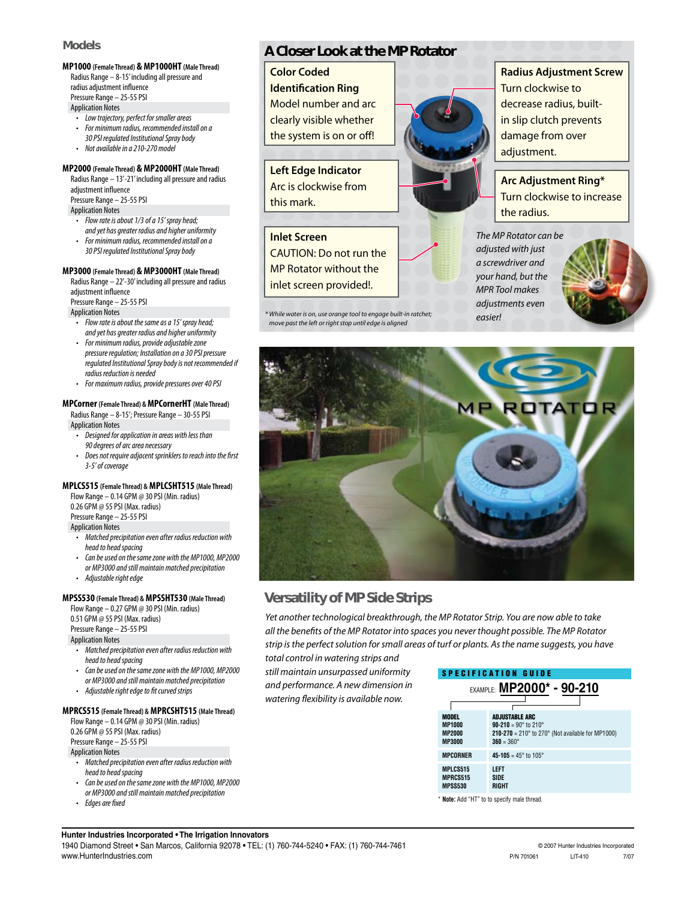## Models

**MP1000** (Female Thread) **& MP1000HT** (Male Thread)
Radius Range – 8-15' including all pressure and radius adjustment influence
Pressure Range – 25-55 PSI
Application Notes

- *Low trajectory, perfect for smaller areas*
- *For minimum radius, recommended install on a 30 PSI regulated Institutional Spray body*
- *Not available in a 210-270 model*

**MP2000** (Female Thread) **& MP2000HT** (Male Thread)
Radius Range – 13'-21' including all pressure and radius adjustment influence
Pressure Range – 25-55 PSI
Application Notes

- *Flow rate is about 1/3 of a 15' spray head; and yet has greater radius and higher uniformity*
- *For minimum radius, recommended install on a 30 PSI regulated Institutional Spray body*

**MP3000** (Female Thread) **& MP3000HT** (Male Thread)
Radius Range – 22'-30' including all pressure and radius adjustment influence
Pressure Range – 25-55 PSI
Application Notes

- *Flow rate is about the same as a 15' spray head; and yet has greater radius and higher uniformity*
- *For minimum radius, provide adjustable zone pressure regulation; Installation on a 30 PSI pressure regulated Institutional Spray body is not recommended if radius reduction is needed*
- *For maximum radius, provide pressures over 40 PSI*

**MPCorner** (Female Thread) **& MPCornerHT** (Male Thread)
Radius Range – 8-15'; Pressure Range – 30-55 PSI
Application Notes

- *Designed for application in areas with less than 90 degrees of arc area necessary*
- *Does not require adjacent sprinklers to reach into the first 3-5' of coverage*

**MPLCS515** (Female Thread) **& MPLCSHT515** (Male Thread)
Flow Range – 0.14 GPM @ 30 PSI (Min. radius)
0.26 GPM @ 55 PSI (Max. radius)
Pressure Range – 25-55 PSI
Application Notes

- *Matched precipitation even after radius reduction with head to head spacing*
- *Can be used on the same zone with the MP1000, MP2000 or MP3000 and still maintain matched precipitation*
- *Adjustable right edge*

**MPSS530** (Female Thread) **& MPSSHT530** (Male Thread)
Flow Range – 0.27 GPM @ 30 PSI (Min. radius)
0.51 GPM @ 55 PSI (Max. radius)
Pressure Range – 25-55 PSI
Application Notes

- *Matched precipitation even after radius reduction with head to head spacing*
- *Can be used on the same zone with the MP1000, MP2000 or MP3000 and still maintain matched precipitation*
- *Adjustable right edge to fit curved strips*

**MPRCS515** (Female Thread) **& MPRCSHT515** (Male Thread)
Flow Range – 0.14 GPM @ 30 PSI (Min. radius)
0.26 GPM @ 55 PSI (Max. radius)
Pressure Range – 25-55 PSI
Application Notes

- *Matched precipitation even after radius reduction with head to head spacing*
- *Can be used on the same zone with the MP1000, MP2000 or MP3000 and still maintain matched precipitation*
- *Edges are fixed*

## A Closer Look at the MP Rotator

**Color Coded Identification Ring**
Model number and arc clearly visible whether the system is on or off!

**Left Edge Indicator**
Arc is clockwise from this mark.

**Inlet Screen**
CAUTION: Do not run the MP Rotator without the inlet screen provided!.

**Radius Adjustment Screw**
Turn clockwise to decrease radius, built-in slip clutch prevents damage from over adjustment.

**Arc Adjustment Ring***
Turn clockwise to increase the radius.

*The MP Rotator can be adjusted with just a screwdriver and your hand, but the MPR Tool makes adjustments even easier!*

*\* While water is on, use orange tool to engage built-in ratchet; move past the left or right stop until edge is aligned*

## Versatility of MP Side Strips

*Yet another technological breakthrough, the MP Rotator Strip. You are now able to take all the benefits of the MP Rotator into spaces you never thought possible. The MP Rotator strip is the perfect solution for small areas of turf or plants. As the name suggests, you have total control in watering strips and still maintain unsurpassed uniformity and performance. A new dimension in watering flexibility is available now.*

**SPECIFICATION GUIDE**

EXAMPLE: **MP2000\* - 90-210**

| MODEL | ADJUSTABLE ARC |
|---|---|
| MP1000<br>MP2000<br>MP3000 | **90-210** = 90° to 210°<br>**210-270** = 210° to 270° (Not available for MP1000)<br>**360** = 360° |
| MPCORNER | **45-105** = 45° to 105° |
| MPLCS515<br>MPRCS515<br>MPSS530 | LEFT<br>SIDE<br>RIGHT |

\* **Note:** Add "HT" to to specify male thread.

**Hunter Industries Incorporated • The Irrigation Innovators**
1940 Diamond Street • San Marcos, California 92078 • TEL: (1) 760-744-5240 • FAX: (1) 760-744-7461
www.HunterIndustries.com

© 2007 Hunter Industries Incorporated
P/N 701061 LIT-410 7/07